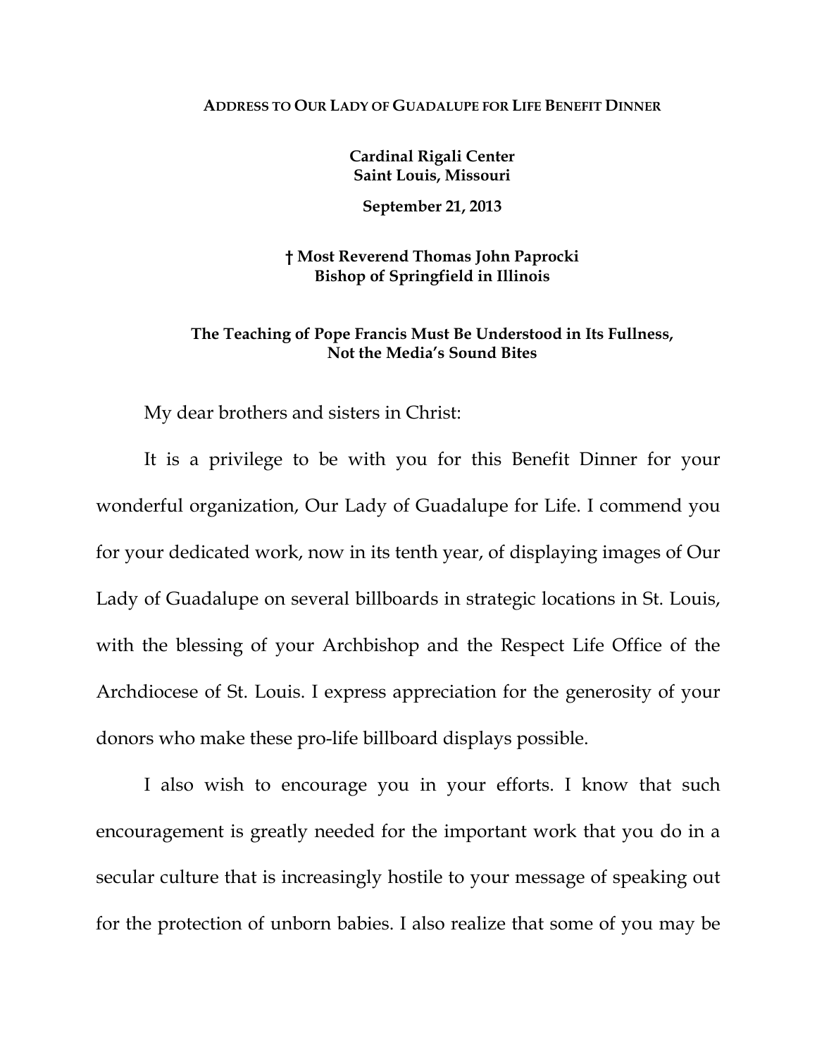**ADDRESS TO OUR LADY OF GUADALUPE FOR LIFE BENEFIT DINNER**

**Cardinal Rigali Center**
**Saint Louis, Missouri**

**September 21, 2013**

**† Most Reverend Thomas John Paprocki**
**Bishop of Springfield in Illinois**

**The Teaching of Pope Francis Must Be Understood in Its Fullness, Not the Media's Sound Bites**

My dear brothers and sisters in Christ:

It is a privilege to be with you for this Benefit Dinner for your wonderful organization, Our Lady of Guadalupe for Life. I commend you for your dedicated work, now in its tenth year, of displaying images of Our Lady of Guadalupe on several billboards in strategic locations in St. Louis, with the blessing of your Archbishop and the Respect Life Office of the Archdiocese of St. Louis. I express appreciation for the generosity of your donors who make these pro-life billboard displays possible.

I also wish to encourage you in your efforts. I know that such encouragement is greatly needed for the important work that you do in a secular culture that is increasingly hostile to your message of speaking out for the protection of unborn babies. I also realize that some of you may be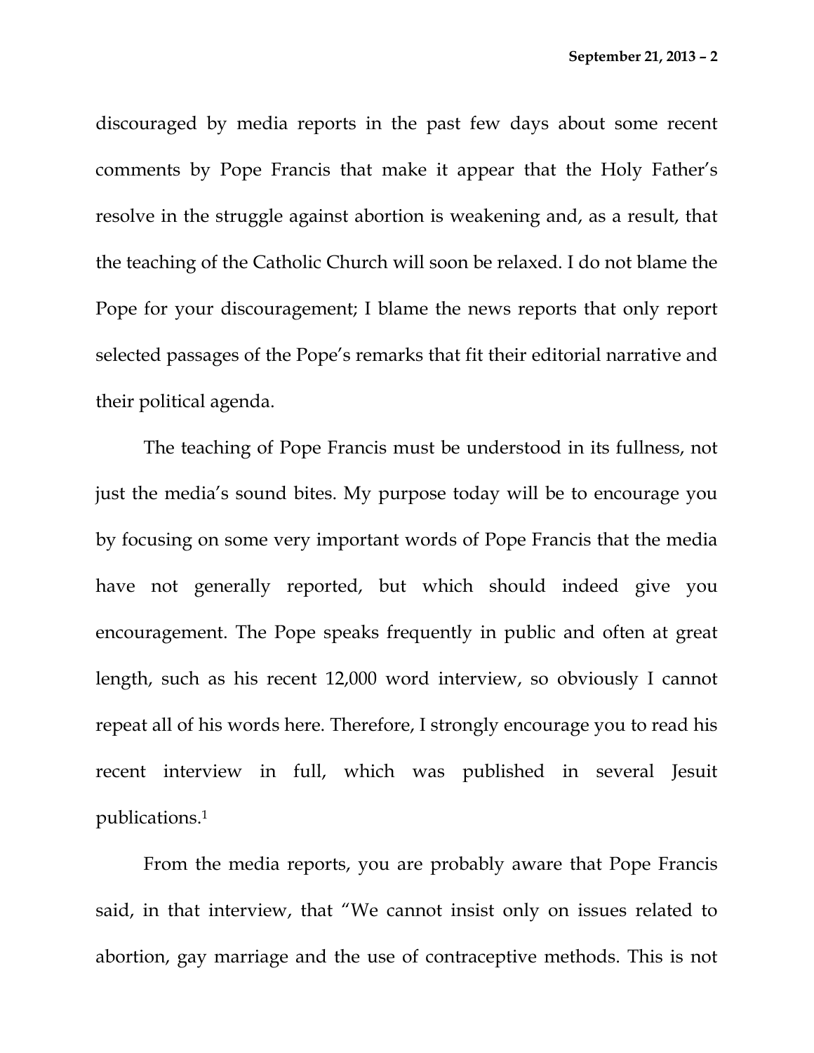discouraged by media reports in the past few days about some recent comments by Pope Francis that make it appear that the Holy Father's resolve in the struggle against abortion is weakening and, as a result, that the teaching of the Catholic Church will soon be relaxed. I do not blame the Pope for your discouragement; I blame the news reports that only report selected passages of the Pope's remarks that fit their editorial narrative and their political agenda.

The teaching of Pope Francis must be understood in its fullness, not just the media's sound bites. My purpose today will be to encourage you by focusing on some very important words of Pope Francis that the media have not generally reported, but which should indeed give you encouragement. The Pope speaks frequently in public and often at great length, such as his recent 12,000 word interview, so obviously I cannot repeat all of his words here. Therefore, I strongly encourage you to read his recent interview in full, which was published in several Jesuit publications.[1]

From the media reports, you are probably aware that Pope Francis said, in that interview, that "We cannot insist only on issues related to abortion, gay marriage and the use of contraceptive methods. This is not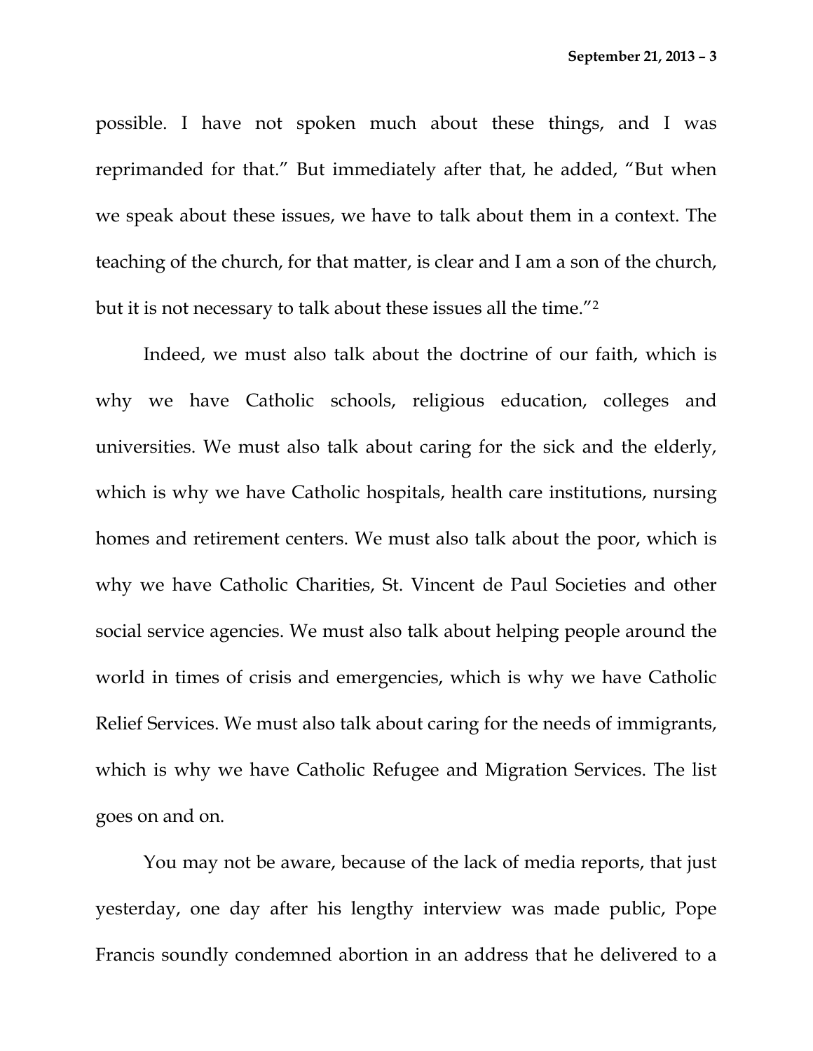possible. I have not spoken much about these things, and I was reprimanded for that." But immediately after that, he added, "But when we speak about these issues, we have to talk about them in a context. The teaching of the church, for that matter, is clear and I am a son of the church, but it is not necessary to talk about these issues all the time."[2]

Indeed, we must also talk about the doctrine of our faith, which is why we have Catholic schools, religious education, colleges and universities. We must also talk about caring for the sick and the elderly, which is why we have Catholic hospitals, health care institutions, nursing homes and retirement centers. We must also talk about the poor, which is why we have Catholic Charities, St. Vincent de Paul Societies and other social service agencies. We must also talk about helping people around the world in times of crisis and emergencies, which is why we have Catholic Relief Services. We must also talk about caring for the needs of immigrants, which is why we have Catholic Refugee and Migration Services. The list goes on and on.

You may not be aware, because of the lack of media reports, that just yesterday, one day after his lengthy interview was made public, Pope Francis soundly condemned abortion in an address that he delivered to a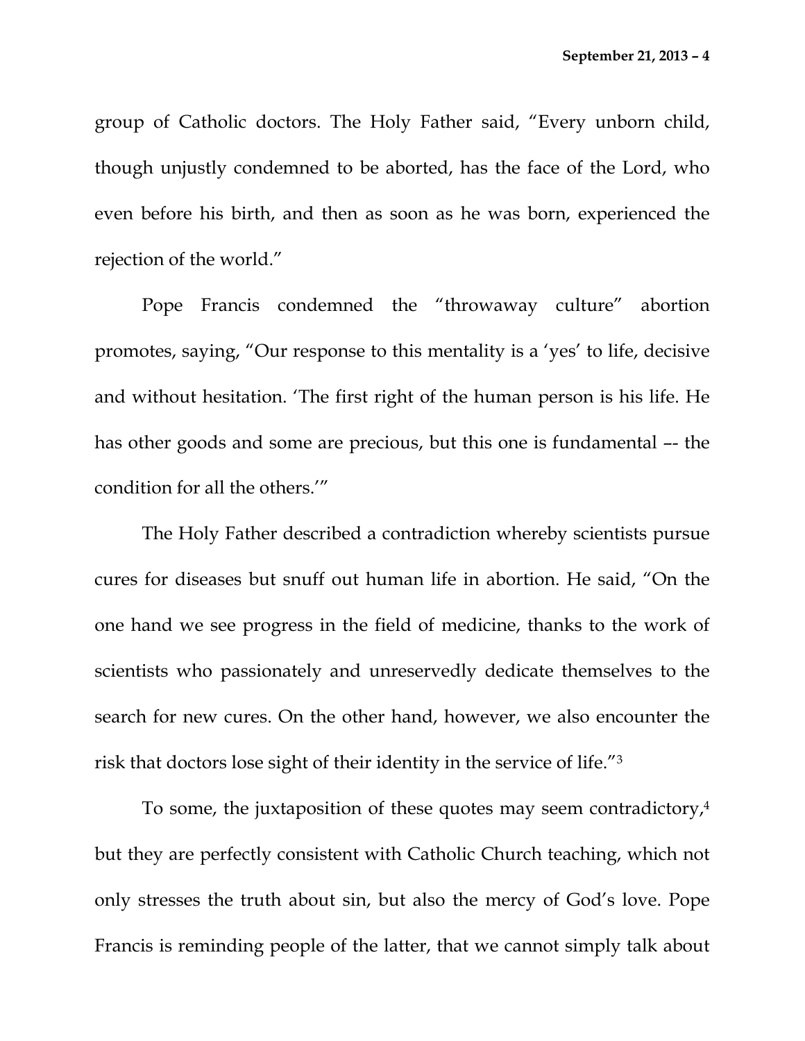group of Catholic doctors. The Holy Father said, "Every unborn child, though unjustly condemned to be aborted, has the face of the Lord, who even before his birth, and then as soon as he was born, experienced the rejection of the world."

Pope Francis condemned the "throwaway culture" abortion promotes, saying, "Our response to this mentality is a 'yes' to life, decisive and without hesitation. 'The first right of the human person is his life. He has other goods and some are precious, but this one is fundamental –- the condition for all the others.'"

The Holy Father described a contradiction whereby scientists pursue cures for diseases but snuff out human life in abortion. He said, "On the one hand we see progress in the field of medicine, thanks to the work of scientists who passionately and unreservedly dedicate themselves to the search for new cures. On the other hand, however, we also encounter the risk that doctors lose sight of their identity in the service of life."[3]

To some, the juxtaposition of these quotes may seem contradictory,[4] but they are perfectly consistent with Catholic Church teaching, which not only stresses the truth about sin, but also the mercy of God's love. Pope Francis is reminding people of the latter, that we cannot simply talk about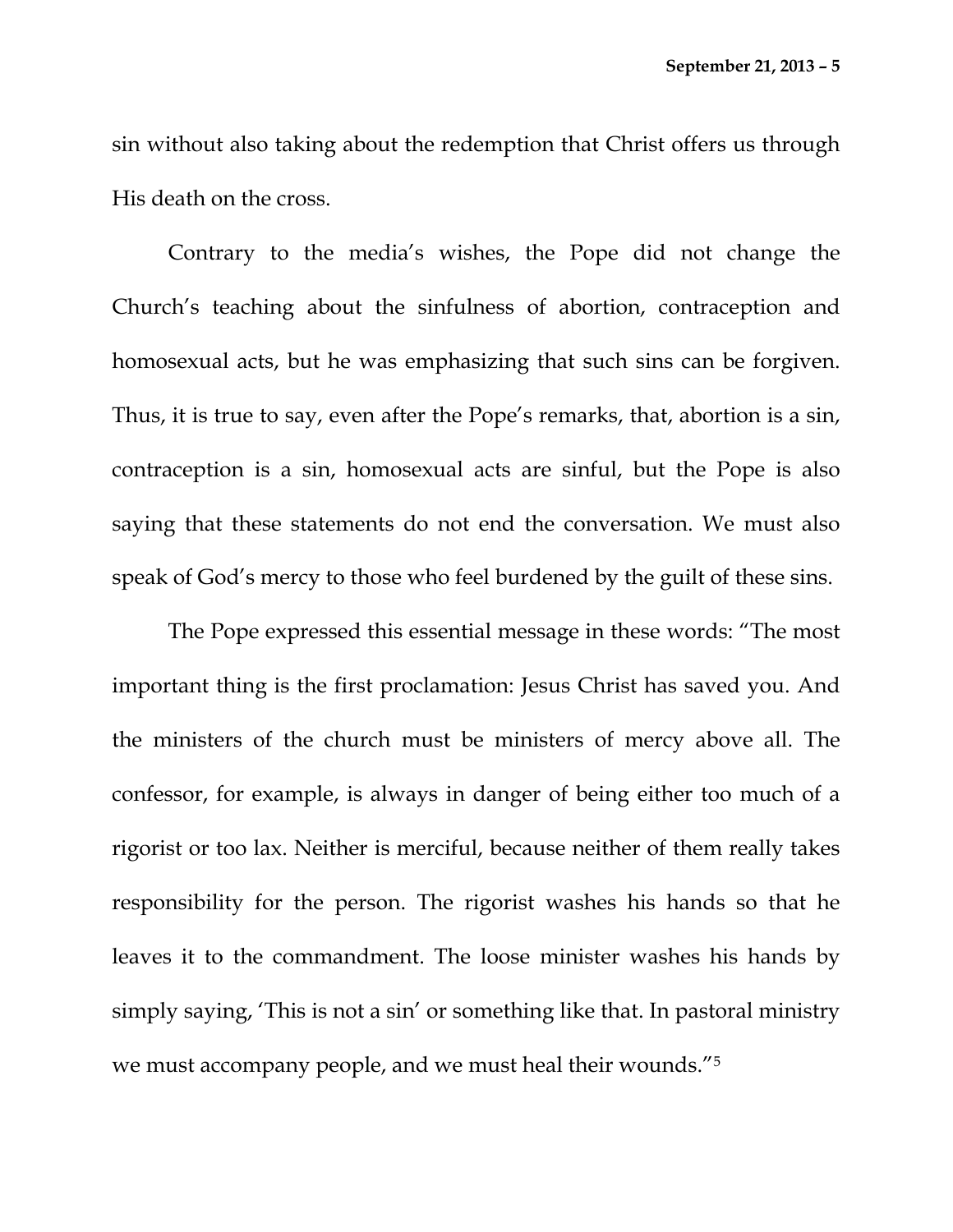sin without also taking about the redemption that Christ offers us through His death on the cross.

Contrary to the media's wishes, the Pope did not change the Church's teaching about the sinfulness of abortion, contraception and homosexual acts, but he was emphasizing that such sins can be forgiven. Thus, it is true to say, even after the Pope's remarks, that, abortion is a sin, contraception is a sin, homosexual acts are sinful, but the Pope is also saying that these statements do not end the conversation. We must also speak of God's mercy to those who feel burdened by the guilt of these sins.

The Pope expressed this essential message in these words: "The most important thing is the first proclamation: Jesus Christ has saved you. And the ministers of the church must be ministers of mercy above all. The confessor, for example, is always in danger of being either too much of a rigorist or too lax. Neither is merciful, because neither of them really takes responsibility for the person. The rigorist washes his hands so that he leaves it to the commandment. The loose minister washes his hands by simply saying, 'This is not a sin' or something like that. In pastoral ministry we must accompany people, and we must heal their wounds."[5]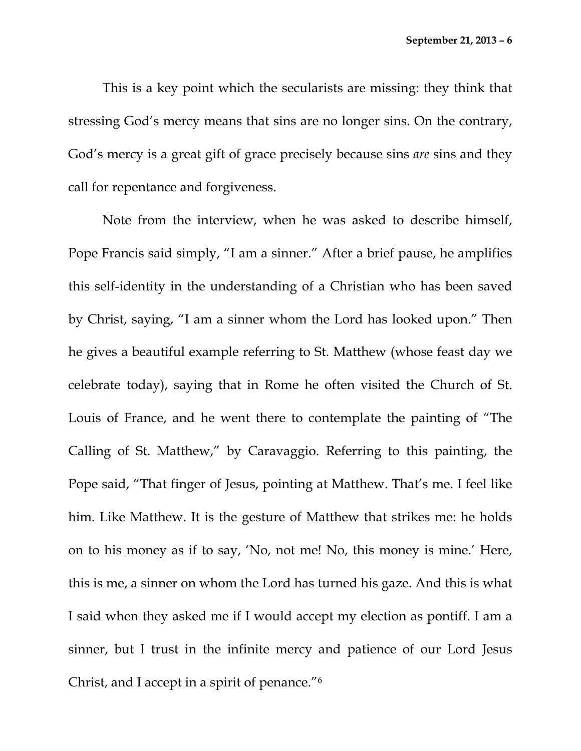This is a key point which the secularists are missing: they think that stressing God's mercy means that sins are no longer sins. On the contrary, God's mercy is a great gift of grace precisely because sins *are* sins and they call for repentance and forgiveness.

Note from the interview, when he was asked to describe himself, Pope Francis said simply, "I am a sinner." After a brief pause, he amplifies this self-identity in the understanding of a Christian who has been saved by Christ, saying, "I am a sinner whom the Lord has looked upon." Then he gives a beautiful example referring to St. Matthew (whose feast day we celebrate today), saying that in Rome he often visited the Church of St. Louis of France, and he went there to contemplate the painting of "The Calling of St. Matthew," by Caravaggio. Referring to this painting, the Pope said, "That finger of Jesus, pointing at Matthew. That's me. I feel like him. Like Matthew. It is the gesture of Matthew that strikes me: he holds on to his money as if to say, 'No, not me! No, this money is mine.' Here, this is me, a sinner on whom the Lord has turned his gaze. And this is what I said when they asked me if I would accept my election as pontiff. I am a sinner, but I trust in the infinite mercy and patience of our Lord Jesus Christ, and I accept in a spirit of penance."[6]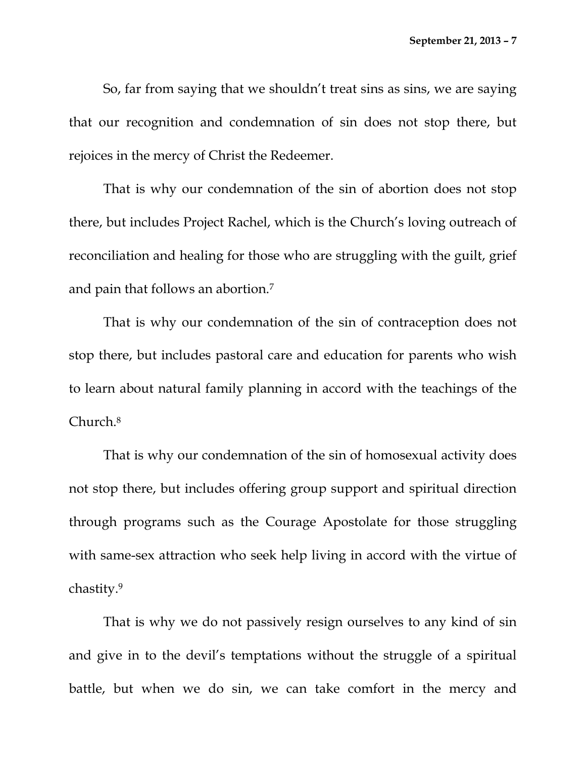So, far from saying that we shouldn't treat sins as sins, we are saying that our recognition and condemnation of sin does not stop there, but rejoices in the mercy of Christ the Redeemer.

That is why our condemnation of the sin of abortion does not stop there, but includes Project Rachel, which is the Church's loving outreach of reconciliation and healing for those who are struggling with the guilt, grief and pain that follows an abortion.[7]

That is why our condemnation of the sin of contraception does not stop there, but includes pastoral care and education for parents who wish to learn about natural family planning in accord with the teachings of the Church.[8]

That is why our condemnation of the sin of homosexual activity does not stop there, but includes offering group support and spiritual direction through programs such as the Courage Apostolate for those struggling with same-sex attraction who seek help living in accord with the virtue of chastity.[9]

That is why we do not passively resign ourselves to any kind of sin and give in to the devil's temptations without the struggle of a spiritual battle, but when we do sin, we can take comfort in the mercy and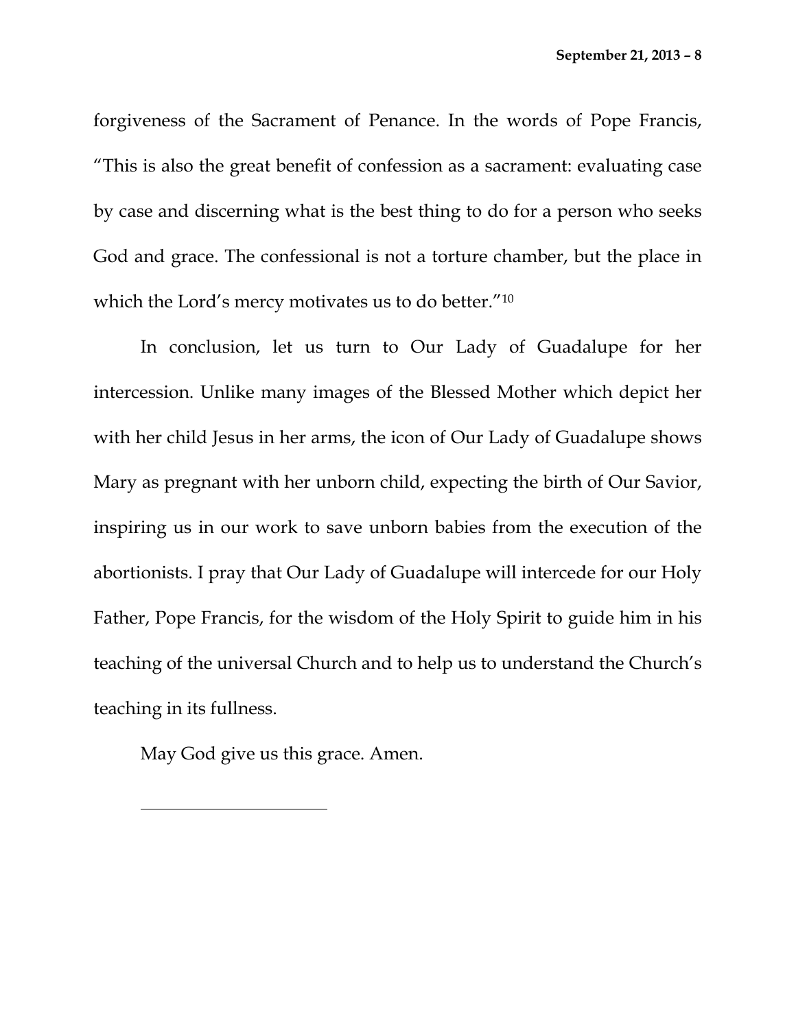forgiveness of the Sacrament of Penance. In the words of Pope Francis, "This is also the great benefit of confession as a sacrament: evaluating case by case and discerning what is the best thing to do for a person who seeks God and grace. The confessional is not a torture chamber, but the place in which the Lord's mercy motivates us to do better."[10]

In conclusion, let us turn to Our Lady of Guadalupe for her intercession. Unlike many images of the Blessed Mother which depict her with her child Jesus in her arms, the icon of Our Lady of Guadalupe shows Mary as pregnant with her unborn child, expecting the birth of Our Savior, inspiring us in our work to save unborn babies from the execution of the abortionists. I pray that Our Lady of Guadalupe will intercede for our Holy Father, Pope Francis, for the wisdom of the Holy Spirit to guide him in his teaching of the universal Church and to help us to understand the Church's teaching in its fullness.

May God give us this grace. Amen.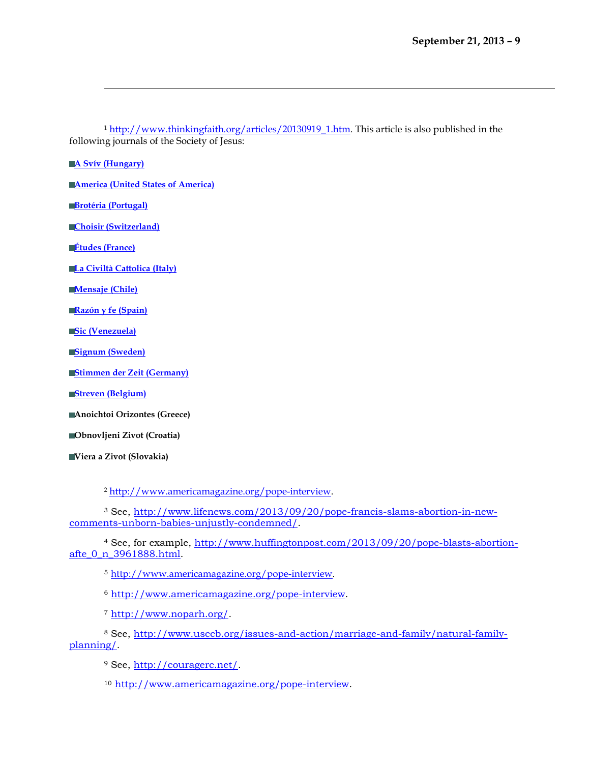[1] http://www.thinkingfaith.org/articles/20130919_1.htm. This article is also published in the following journals of the Society of Jesus:

- **A Svív (Hungary)**
- **America (United States of America)**
- **Brotéria (Portugal)**
- **Choisir (Switzerland)**
- **Études (France)**
- **La Civiltà Cattolica (Italy)**
- **Mensaje (Chile)**
- **Razón y fe (Spain)**
- **Sic (Venezuela)**
- **Signum (Sweden)**
- **Stimmen der Zeit (Germany)**
- **Streven (Belgium)**
- **Anoichtoi Orizontes (Greece)**
- **Obnovljeni Zivot (Croatia)**
- **Viera a Zivot (Slovakia)**

[2] http://www.americamagazine.org/pope-interview.

[3] See, http://www.lifenews.com/2013/09/20/pope-francis-slams-abortion-in-new-comments-unborn-babies-unjustly-condemned/.

[4] See, for example, http://www.huffingtonpost.com/2013/09/20/pope-blasts-abortion-afte_0_n_3961888.html.

[5] http://www.americamagazine.org/pope-interview.

[6] http://www.americamagazine.org/pope-interview.

[7] http://www.noparh.org/.

[8] See, http://www.usccb.org/issues-and-action/marriage-and-family/natural-family-planning/.

[9] See, http://couragerc.net/.

[10] http://www.americamagazine.org/pope-interview.